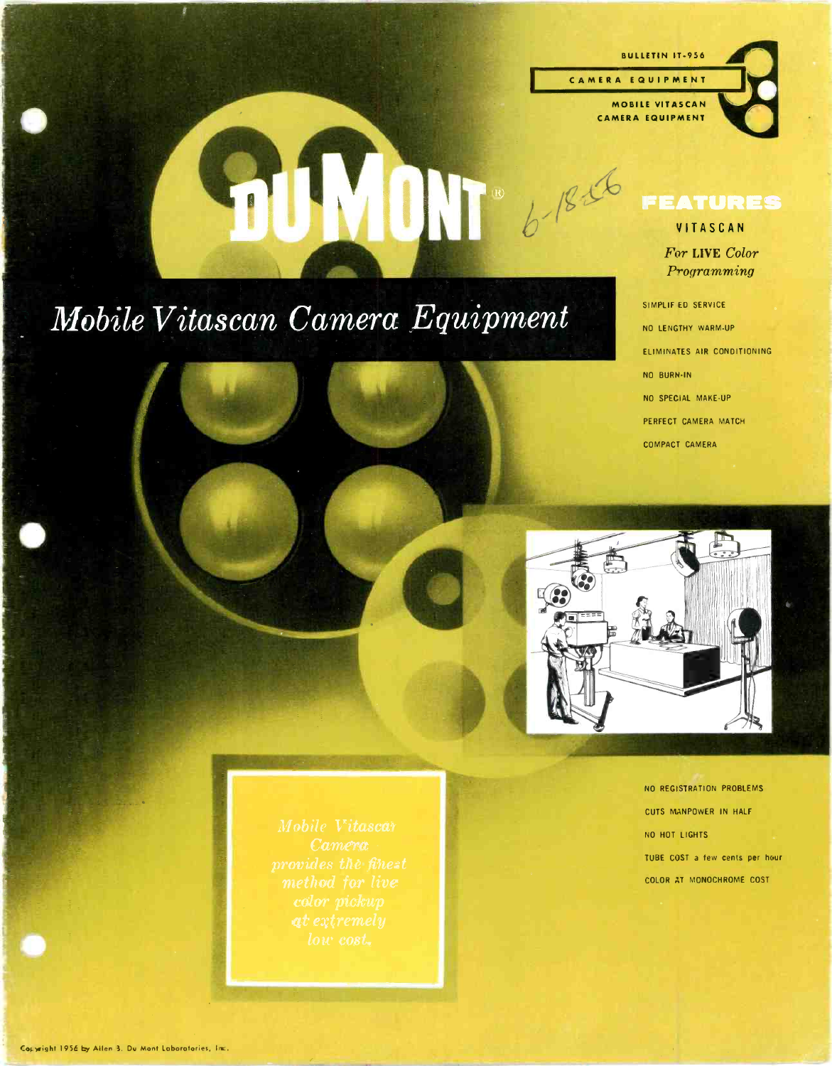BULLETIN IT-956

CAMERA EQUIPMENT

MOBILE VITASCAN CAMERA EQUIPMENT

# DU MONT®

6-18-56

# *Mobile Vitascan Camera Equipment*

## FEATURES

VITASCAN

*For* **LIVE** *Color Programming*

- SIMPLIFIED SERVICE
- NO LENGTHY WARM-UP
- ELIMINATES AIR CONDITIONING
- NO BURN-IN
- NO SPECIAL MAKE-UP
- PERFECT CAMERA MATCH
- COMPACT CAMERA
- NO REGISTRATION PROBLEMS
- CUTS MANPOWER IN HALF
- NO HOT LIGHTS
- TUBE COST a few cents per hour
- COLOR AT MONOCHROME COST

*Mobile Vitascan Camera provides the finest method for live color pickup at extremely low cost.*

Copyright 1956 by Allen B. Du Mont Laboratories, Inc.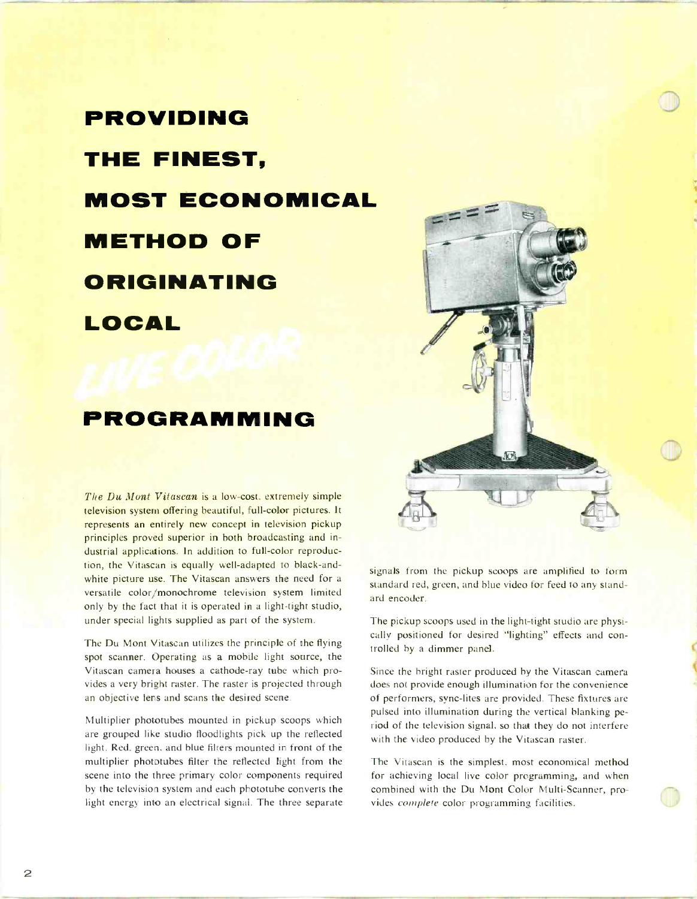# PROVIDING THE FINEST, MOST ECONOMICAL METHOD OF ORIGINATING LOCAL LIVE COLOR PROGRAMMING

*The Du Mont Vitascan* is a low-cost, extremely simple television system offering beautiful, full-color pictures. It represents an entirely new concept in television pickup principles proved superior in both broadcasting and industrial applications. In addition to full-color reproduction, the Vitascan is equally well-adapted to black-and-white picture use. The Vitascan answers the need for a versatile color/monochrome television system limited only by the fact that it is operated in a light-tight studio, under special lights supplied as part of the system.

The Du Mont Vitascan utilizes the principle of the flying spot scanner. Operating as a mobile light source, the Vitascan camera houses a cathode-ray tube which provides a very bright raster. The raster is projected through an objective lens and scans the desired scene.

Multiplier phototubes mounted in pickup scoops which are grouped like studio floodlights pick up the reflected light. Red, green, and blue filters mounted in front of the multiplier phototubes filter the reflected light from the scene into the three primary color components required by the television system and each phototube converts the light energy into an electrical signal. The three separate signals from the pickup scoops are amplified to form standard red, green, and blue video for feed to any standard encoder.

The pickup scoops used in the light-tight studio are physically positioned for desired "lighting" effects and controlled by a dimmer panel.

Since the bright raster produced by the Vitascan camera does not provide enough illumination for the convenience of performers, sync-lites are provided. These fixtures are pulsed into illumination during the vertical blanking period of the television signal, so that they do not interfere with the video produced by the Vitascan raster.

The Vitascan is the simplest, most economical method for achieving local live color programming, and when combined with the Du Mont Color Multi-Scanner, provides *complete* color programming facilities.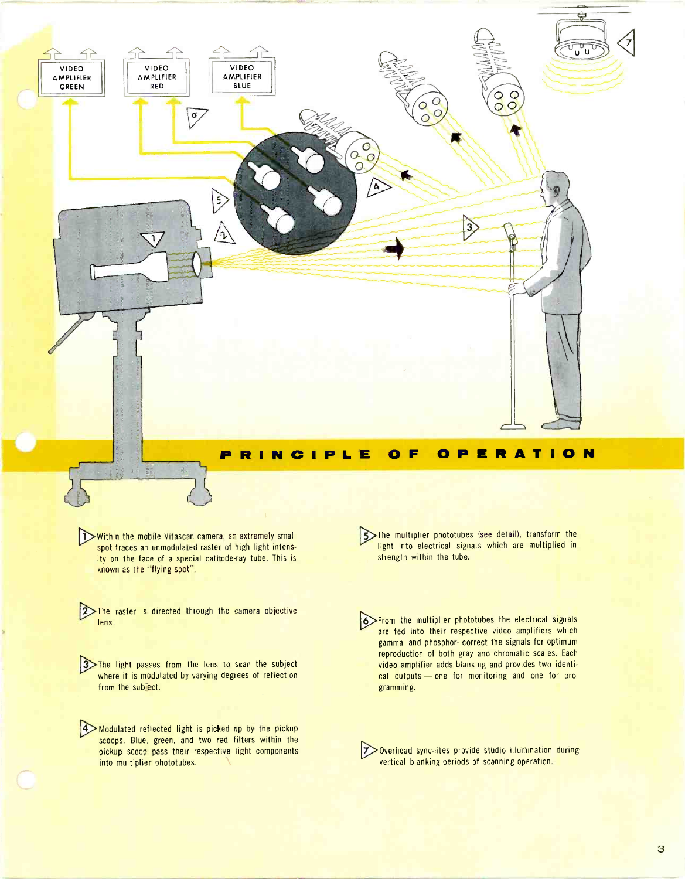VIDEO AMPLIFIER GREEN

VIDEO AMPLIFIER RED

VIDEO AMPLIFIER BLUE

# PRINCIPLE OF OPERATION

1. Within the mobile Vitascan camera, an extremely small spot traces an unmodulated raster of high light intensity on the face of a special cathode-ray tube. This is known as the "flying spot".

2. The raster is directed through the camera objective lens.

3. The light passes from the lens to scan the subject where it is modulated by varying degrees of reflection from the subject.

4. Modulated reflected light is picked up by the pickup scoops. Blue, green, and two red filters within the pickup scoop pass their respective light components into multiplier phototubes.

5. The multiplier phototubes (see detail), transform the light into electrical signals which are multiplied in strength within the tube.

6. From the multiplier phototubes the electrical signals are fed into their respective video amplifiers which gamma- and phosphor- correct the signals for optimum reproduction of both gray and chromatic scales. Each video amplifier adds blanking and provides two identical outputs — one for monitoring and one for programming.

7. Overhead sync-lites provide studio illumination during vertical blanking periods of scanning operation.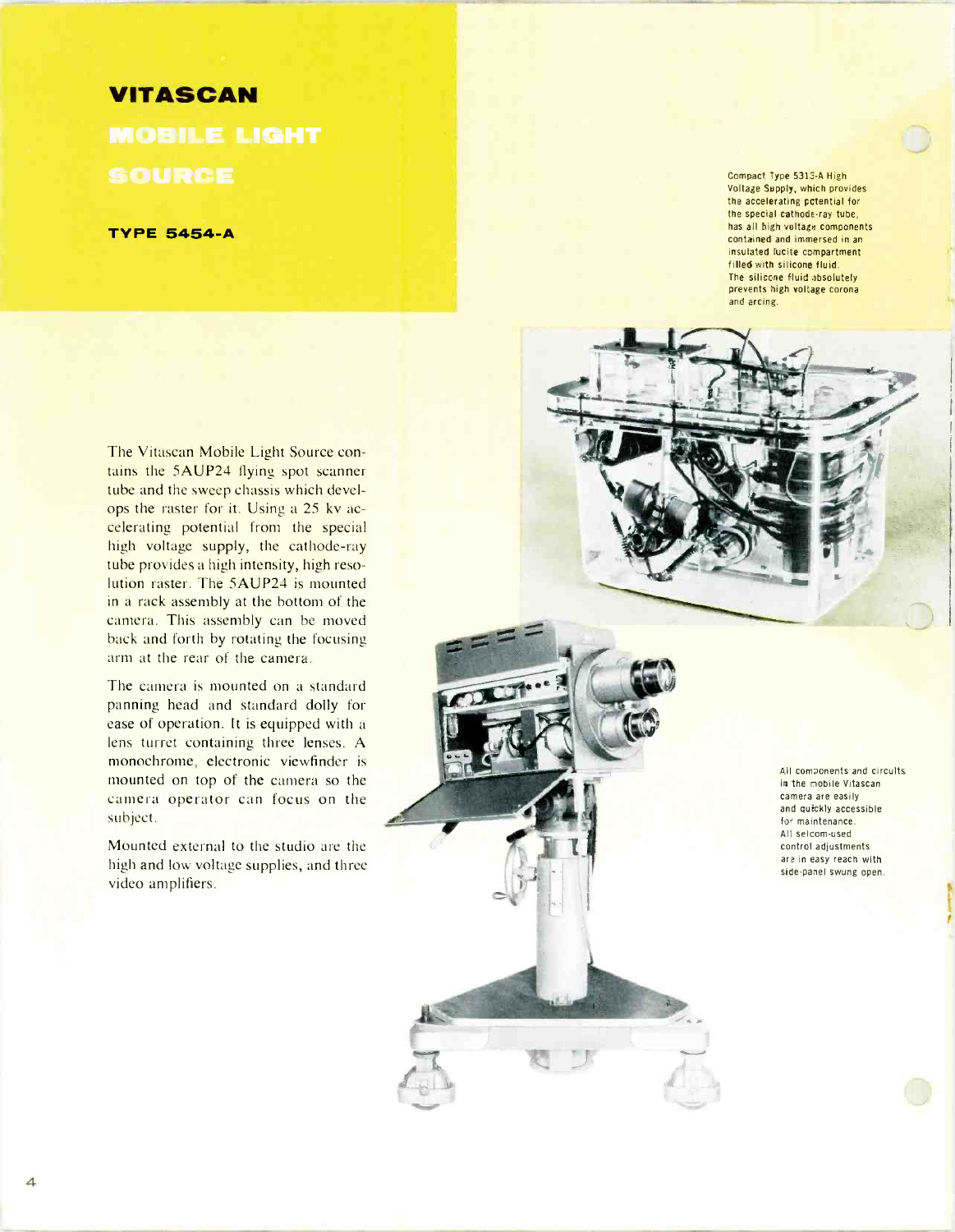# VITASCAN

## MOBILE LIGHT SOURCE

**TYPE 5454-A**

Compact Type 5313-A High Voltage Supply, which provides the accelerating potential for the special cathode-ray tube, has all high voltage components contained and immersed in an insulated lucite compartment filled with silicone fluid. The silicone fluid absolutely prevents high voltage corona and arcing.

The Vitascan Mobile Light Source contains the 5AUP24 flying spot scanner tube and the sweep chassis which develops the raster for it. Using a 25 kv accelerating potential from the special high voltage supply, the cathode-ray tube provides a high intensity, high resolution raster. The 5AUP24 is mounted in a rack assembly at the bottom of the camera. This assembly can be moved back and forth by rotating the focusing arm at the rear of the camera.

The camera is mounted on a standard panning head and standard dolly for ease of operation. It is equipped with a lens turret containing three lenses. A monochrome, electronic viewfinder is mounted on top of the camera so the camera operator can focus on the subject.

Mounted external to the studio are the high and low voltage supplies, and three video amplifiers.

All components and circuits in the mobile Vitascan camera are easily and quickly accessible for maintenance. All seldom-used control adjustments are in easy reach with side-panel swung open.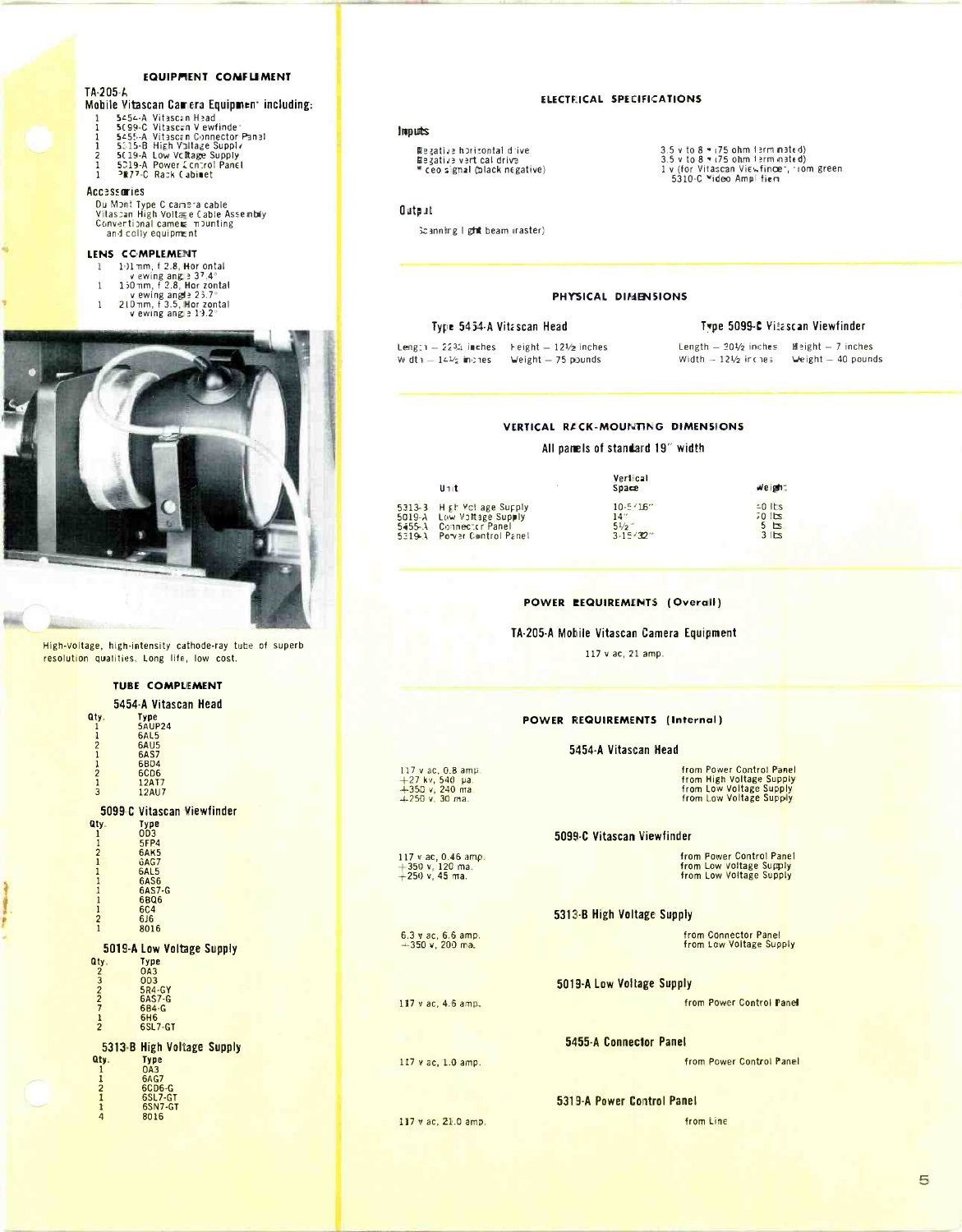## EQUIPMENT COMPLEMENT

### TA-205-A Mobile Vitascan Camera Equipment including:

- 1 5454-A Vitascan Head
- 1 5099-C Vitascan Viewfinder
- 1 5455-A Vitascan Connector Panel
- 1 5313-B High Voltage Supply
- 2 5019-A Low Voltage Supply
- 1 5319-A Power Control Panel
- 1 2877-C Rack Cabinet

### Accessories

Du Mont Type C camera cable
Vitascan High Voltage Cable Assembly
Conventional camera mounting and dolly equipment

## LENS COMPLEMENT

- 1 101 mm, f 2.8, Horizontal viewing angle 37.4°
- 1 150 mm, f 2.8, Horizontal viewing angle 25.7°
- 1 210 mm, f 3.5, Horizontal viewing angle 19.2°

High-voltage, high-intensity cathode-ray tube of superb resolution qualities. Long life, low cost.

## TUBE COMPLEMENT

### 5454-A Vitascan Head

| Qty. | Type |
|---|---|
| 1 | 5AUP24 |
| 1 | 6AL5 |
| 2 | 6AU5 |
| 1 | 6AS7 |
| 1 | 6BD4 |
| 2 | 6CD6 |
| 1 | 12AT7 |
| 3 | 12AU7 |

### 5099-C Vitascan Viewfinder

| Qty. | Type |
|---|---|
| 1 | OD3 |
| 1 | 5FP4 |
| 2 | 6AK5 |
| 1 | 6AG7 |
| 1 | 6AL5 |
| 1 | 6AS6 |
| 1 | 6AS7-G |
| 1 | 6BQ6 |
| 1 | 6C4 |
| 2 | 6J6 |
| 1 | 8016 |

### 5019-A Low Voltage Supply

| Qty. | Type |
|---|---|
| 2 | OA3 |
| 3 | OD3 |
| 2 | 5R4-GY |
| 2 | 6AS7-G |
| 7 | 6B4-G |
| 1 | 6H6 |
| 2 | 6SL7-GT |

### 5313-B High Voltage Supply

| Qty. | Type |
|---|---|
| 1 | OA3 |
| 1 | 6AG7 |
| 2 | 6CD6-G |
| 1 | 6SL7-GT |
| 1 | 6SN7-GT |
| 4 | 8016 |

## ELECTRICAL SPECIFICATIONS

### Inputs

| | |
|---|---|
| Negative horizontal drive | 3.5 v to 8 v (75 ohm terminated) |
| Negative vertical drive | 3.5 v to 8 v (75 ohm terminated) |
| Video signal (black negative) | 1 v (for Vitascan Viewfinder, from green 5310-C Video Amplifier) |

### Output

Scanning light beam (raster)

## PHYSICAL DIMENSIONS

### Type 5454-A Vitascan Head

Length — 22¾ inches, Height — 12½ inches
Width — 14½ inches, Weight — 75 pounds

### Type 5099-C Vitascan Viewfinder

Length — 20½ inches, Height — 7 inches
Width — 12½ inches, Weight — 40 pounds

## VERTICAL RACK-MOUNTING DIMENSIONS

All panels of standard 19" width

| Unit | | Vertical Space | Weight |
|---|---|---|---|
| 5313-B | High Voltage Supply | 10-5/16" | 50 lbs. |
| 5019-A | Low Voltage Supply | 14" | 70 lbs. |
| 5455-A | Connector Panel | 5½" | 5 lbs. |
| 5319-A | Power Control Panel | 3-15/32" | 3 lbs. |

## POWER REQUIREMENTS (Overall)

### TA-205-A Mobile Vitascan Camera Equipment

117 v ac, 21 amp.

## POWER REQUIREMENTS (Internal)

### 5454-A Vitascan Head

| | |
|---|---|
| 117 v ac, 0.8 amp. | from Power Control Panel |
| +27 kv, 540 μa. | from High Voltage Supply |
| +350 v, 240 ma. | from Low Voltage Supply |
| +250 v, 30 ma. | from Low Voltage Supply |

### 5099-C Vitascan Viewfinder

| | |
|---|---|
| 117 v ac, 0.46 amp. | from Power Control Panel |
| +350 v, 120 ma. | from Low Voltage Supply |
| +250 v, 45 ma. | from Low Voltage Supply |

### 5313-B High Voltage Supply

| | |
|---|---|
| 6.3 v ac, 6.6 amp. | from Connector Panel |
| +350 v, 200 ma. | from Low Voltage Supply |

### 5019-A Low Voltage Supply

| | |
|---|---|
| 117 v ac, 4.6 amp. | from Power Control Panel |

### 5455-A Connector Panel

| | |
|---|---|
| 117 v ac, 1.0 amp. | from Power Control Panel |

### 5319-A Power Control Panel

| | |
|---|---|
| 117 v ac, 21.0 amp. | from Line |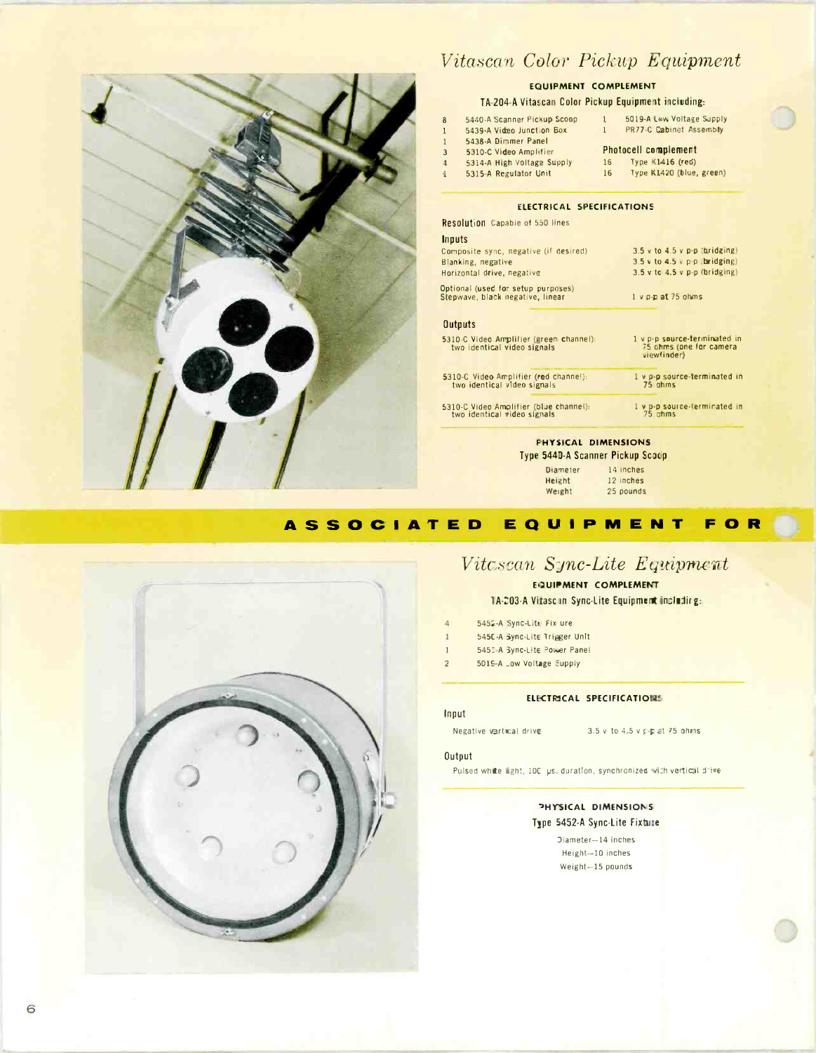# *Vitascan Color Pickup Equipment*

### EQUIPMENT COMPLEMENT

**TA-204-A Vitascan Color Pickup Equipment including:**

| Qty | Item |
|---|---|
| 8 | 5440-A Scanner Pickup Scoop |
| 1 | 5439-A Video Junction Box |
| 1 | 5438-A Dimmer Panel |
| 3 | 5310-C Video Amplifier |
| 4 | 5314-A High Voltage Supply |
| 1 | 5315-A Regulator Unit |
| 1 | 5019-A Low Voltage Supply |
| 1 | PR77-C Cabinet Assembly |

**Photocell complement**

| Qty | Item |
|---|---|
| 16 | Type K1416 (red) |
| 16 | Type K1420 (blue, green) |

### ELECTRICAL SPECIFICATIONS

**Resolution** Capable of 550 lines

**Inputs**

| | |
|---|---|
| Composite sync, negative (if desired) | 3.5 v to 4.5 v p-p (bridging) |
| Blanking, negative | 3.5 v to 4.5 v p-p (bridging) |
| Horizontal drive, negative | 3.5 v to 4.5 v p-p (bridging) |
| Optional (used for setup purposes) Stepwave, black negative, linear | 1 v p-p at 75 ohms |

**Outputs**

| | |
|---|---|
| 5310-C Video Amplifier (green channel): two identical video signals | 1 v p-p source-terminated in 75 ohms (one for camera viewfinder) |
| 5310-C Video Amplifier (red channel): two identical video signals | 1 v p-p source-terminated in 75 ohms |
| 5310-C Video Amplifier (blue channel): two identical video signals | 1 v p-p source-terminated in 75 ohms |

### PHYSICAL DIMENSIONS

**Type 5440-A Scanner Pickup Scoop**

| | |
|---|---|
| Diameter | 14 inches |
| Height | 12 inches |
| Weight | 25 pounds |

## ASSOCIATED EQUIPMENT FOR

# *Vitascan Sync-Lite Equipment*

### EQUIPMENT COMPLEMENT

**TA-203-A Vitascan Sync-Lite Equipment including:**

| Qty | Item |
|---|---|
| 4 | 5452-A Sync-Lite Fixture |
| 1 | 5450-A Sync-Lite Trigger Unit |
| 1 | 5451-A Sync-Lite Power Panel |
| 2 | 5019-A Low Voltage Supply |

### ELECTRICAL SPECIFICATIONS

**Input**

Negative vertical drive — 3.5 v to 4.5 v p-p at 75 ohms

**Output**

Pulsed white light, 100 μs. duration, synchronized with vertical drive

### PHYSICAL DIMENSIONS

**Type 5452-A Sync-Lite Fixture**

Diameter—14 inches
Height—10 inches
Weight—15 pounds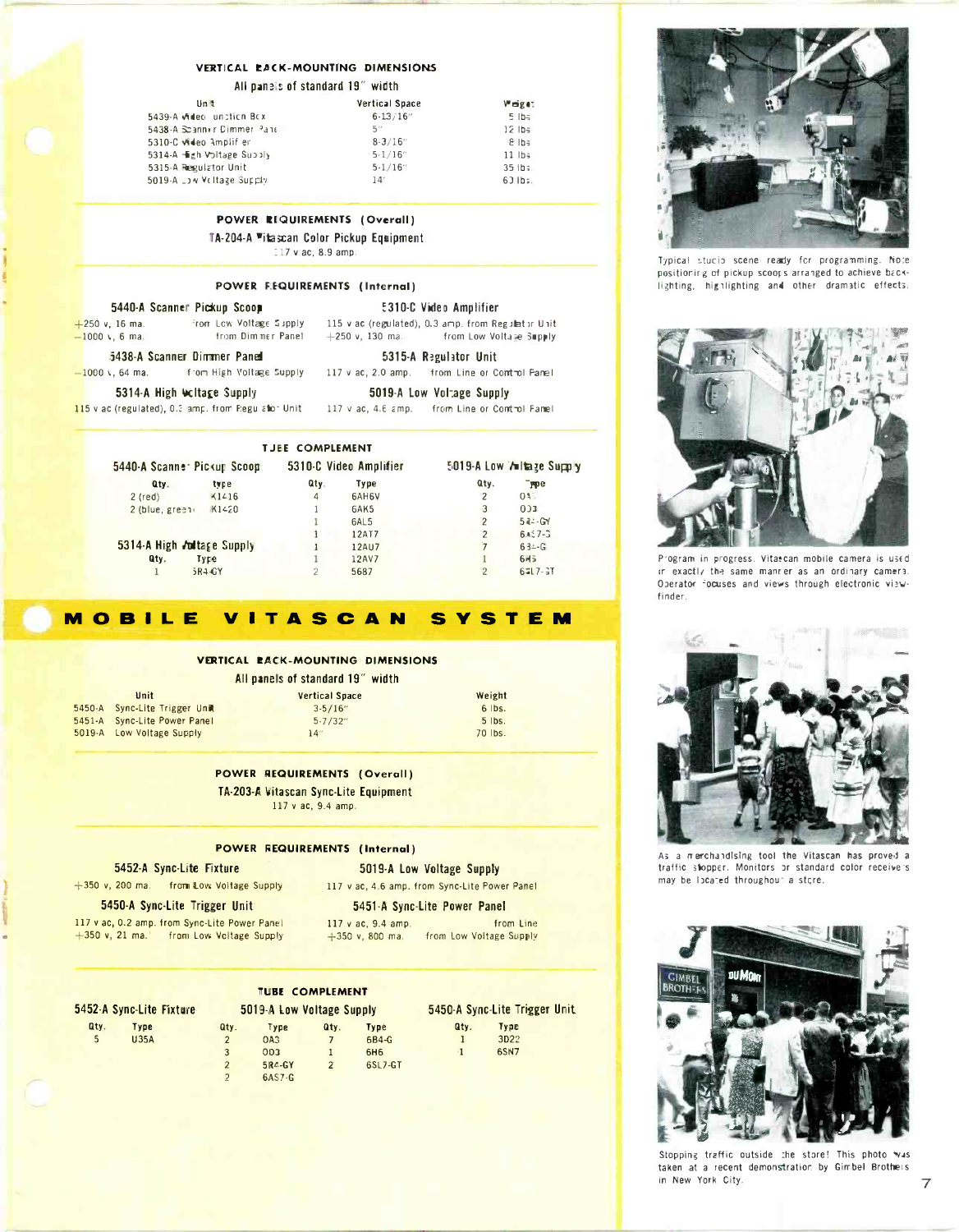### VERTICAL RACK-MOUNTING DIMENSIONS

All panels of standard 19" width

| Unit | Vertical Space | Weight |
|---|---|---|
| 5439-A Video Junction Box | 6-13/16" | 5 lbs |
| 5438-A Scanner Dimmer Panel | 5" | 12 lbs |
| 5310-C Video Amplifier | 8-3/16" | 8 lbs |
| 5314-A High Voltage Supply | 5-1/16" | 11 lbs |
| 5315-A Regulator Unit | 5-1/16" | 35 lbs |
| 5019-A Low Voltage Supply | 14" | 60 lbs. |

### POWER REQUIREMENTS (Overall)

**TA-204-A Vitascan Color Pickup Equipment**
117 v ac, 8.9 amp.

### POWER REQUIREMENTS (Internal)

**5440-A Scanner Pickup Scoop**
+250 v, 16 ma. from Low Voltage Supply
−1000 v, 6 ma. from Dimmer Panel

**5438-A Scanner Dimmer Panel**
−1000 v, 64 ma. from High Voltage Supply

**5314-A High Voltage Supply**
115 v ac (regulated), 0.3 amp. from Regulator Unit

**5310-C Video Amplifier**
115 v ac (regulated), 0.3 amp. from Regulator Unit
+250 v, 130 ma. from Low Voltage Supply

**5315-A Regulator Unit**
117 v ac, 2.0 amp. from Line or Control Panel

**5019-A Low Voltage Supply**
117 v ac, 4.6 amp. from Line or Control Panel

### TUBE COMPLEMENT

**5440-A Scanner Pickup Scoop**

| Qty. | Type |
|---|---|
| 2 (red) | K1416 |
| 2 (blue, green) | K1420 |

**5314-A High Voltage Supply**

| Qty. | Type |
|---|---|
| 1 | 5R4-GY |

**5310-C Video Amplifier**

| Qty. | Type |
|---|---|
| 4 | 6AH6V |
| 1 | 6AK5 |
| 1 | 6AL5 |
| 1 | 12AT7 |
| 1 | 12AU7 |
| 1 | 12AV7 |
| 2 | 5687 |

**5019-A Low Voltage Supply**

| Qty. | Type |
|---|---|
| 2 | 0A3 |
| 3 | 0D3 |
| 2 | 5R4-GY |
| 2 | 6AS7-G |
| 7 | 6B4-G |
| 1 | 6H6 |
| 2 | 6SL7-GT |

Typical studio scene ready for programming. Note positioning of pickup scoops arranged to achieve back-lighting, highlighting and other dramatic effects.

Program in progress. Vitascan mobile camera is used in exactly the same manner as an ordinary camera. Operator focuses and views through electronic viewfinder.

# MOBILE VITASCAN SYSTEM

### VERTICAL RACK-MOUNTING DIMENSIONS

All panels of standard 19" width

| Unit | Vertical Space | Weight |
|---|---|---|
| 5450-A Sync-Lite Trigger Unit | 3-5/16" | 6 lbs. |
| 5451-A Sync-Lite Power Panel | 5-7/32" | 5 lbs. |
| 5019-A Low Voltage Supply | 14" | 70 lbs. |

### POWER REQUIREMENTS (Overall)

**TA-203-A Vitascan Sync-Lite Equipment**
117 v ac, 9.4 amp.

### POWER REQUIREMENTS (Internal)

**5452-A Sync-Lite Fixture**
+350 v, 200 ma. from Low Voltage Supply

**5450-A Sync-Lite Trigger Unit**
117 v ac, 0.2 amp. from Sync-Lite Power Panel
+350 v, 21 ma. from Low Voltage Supply

**5019-A Low Voltage Supply**
117 v ac, 4.6 amp. from Sync-Lite Power Panel

**5451-A Sync-Lite Power Panel**
117 v ac, 9.4 amp. from Line
+350 v, 800 ma. from Low Voltage Supply

### TUBE COMPLEMENT

**5452-A Sync-Lite Fixture**

| Qty. | Type |
|---|---|
| 5 | U35A |

**5019-A Low Voltage Supply**

| Qty. | Type | Qty. | Type |
|---|---|---|---|
| 2 | 0A3 | 7 | 6B4-G |
| 3 | 0D3 | 1 | 6H6 |
| 2 | 5R4-GY | 2 | 6SL7-GT |
| 2 | 6AS7-G | | |

**5450-A Sync-Lite Trigger Unit**

| Qty. | Type |
|---|---|
| 1 | 3D22 |
| 1 | 6SN7 |

As a merchandising tool the Vitascan has proved a traffic stopper. Monitors or standard color receivers may be located throughout a store.

Stopping traffic outside the store! This photo was taken at a recent demonstration by Gimbel Brothers in New York City.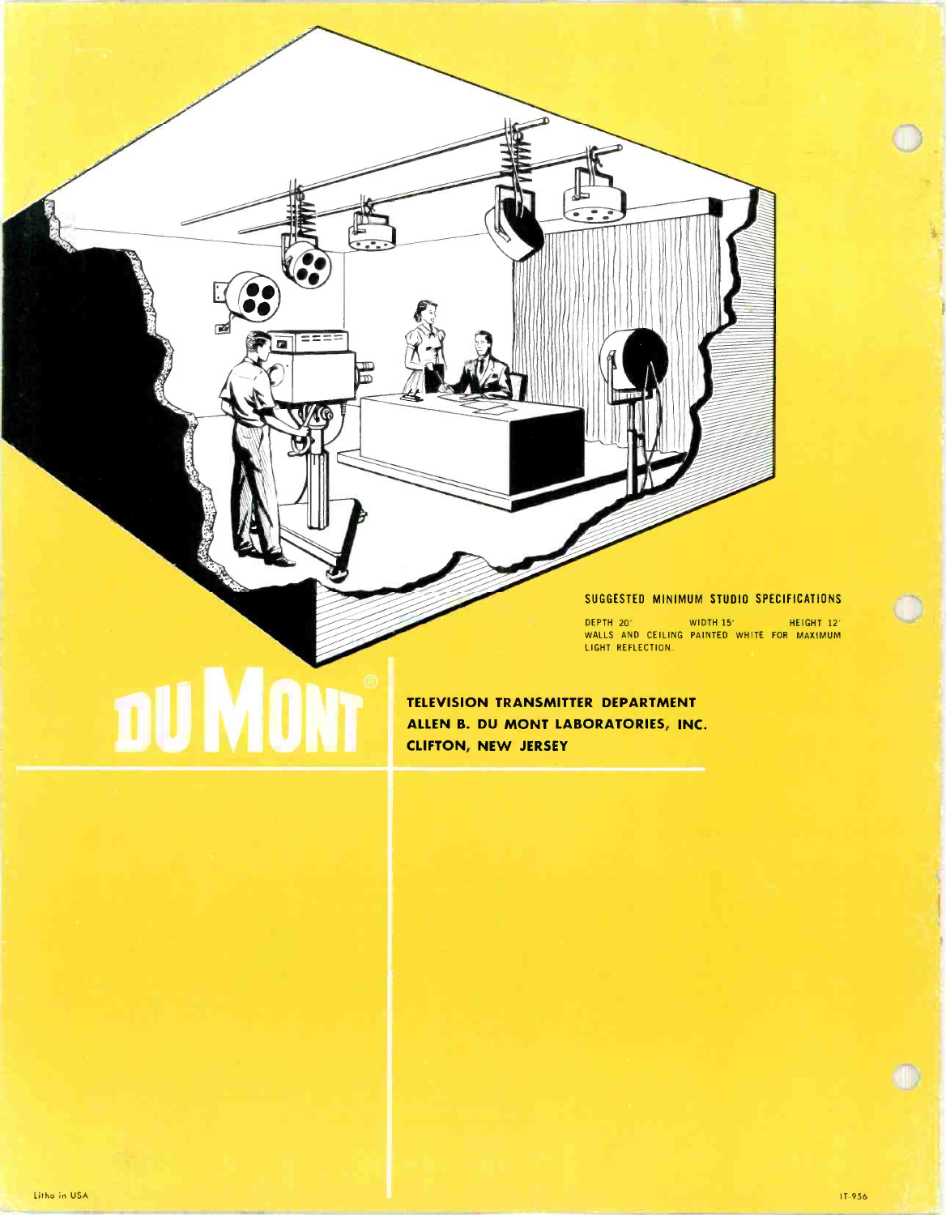SUGGESTED MINIMUM STUDIO SPECIFICATIONS

DEPTH 20' WIDTH 15' HEIGHT 12'
WALLS AND CEILING PAINTED WHITE FOR MAXIMUM LIGHT REFLECTION.

DU MONT®

**TELEVISION TRANSMITTER DEPARTMENT**
**ALLEN B. DU MONT LABORATORIES, INC.**
**CLIFTON, NEW JERSEY**

Litho in USA

IT-956